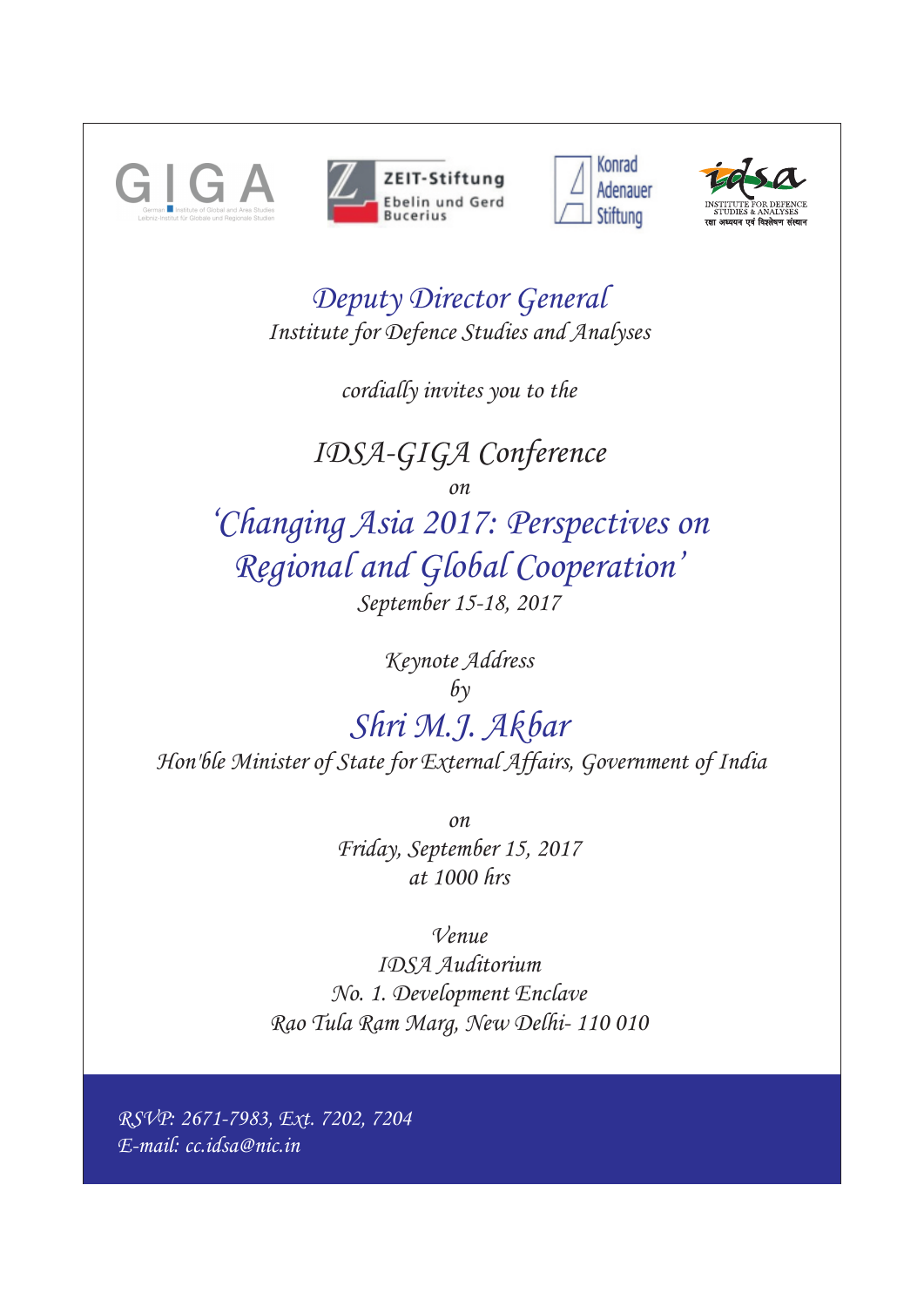GIGA German Institute of Global and Area Studies / Leibniz-Institut für Globale und Regionale Studien

ZEIT-Stiftung Ebelin und Gerd Bucerius

Konrad Adenauer Stiftung

idsa INSTITUTE FOR DEFENCE STUDIES & ANALYSES रक्षा अध्ययन एवं विश्लेषण संस्थान

*Deputy Director General*
*Institute for Defence Studies and Analyses*

*cordially invites you to the*

## *IDSA-GIGA Conference*

*on*

# *'Changing Asia 2017: Perspectives on Regional and Global Cooperation'*

*September 15-18, 2017*

*Keynote Address*
*by*

## *Shri M.J. Akbar*

*Hon'ble Minister of State for External Affairs, Government of India*

*on*
*Friday, September 15, 2017*
*at 1000 hrs*

*Venue*
*IDSA Auditorium*
*No. 1. Development Enclave*
*Rao Tula Ram Marg, New Delhi- 110 010*

*RSVP: 2671-7983, Ext. 7202, 7204*
*E-mail: cc.idsa@nic.in*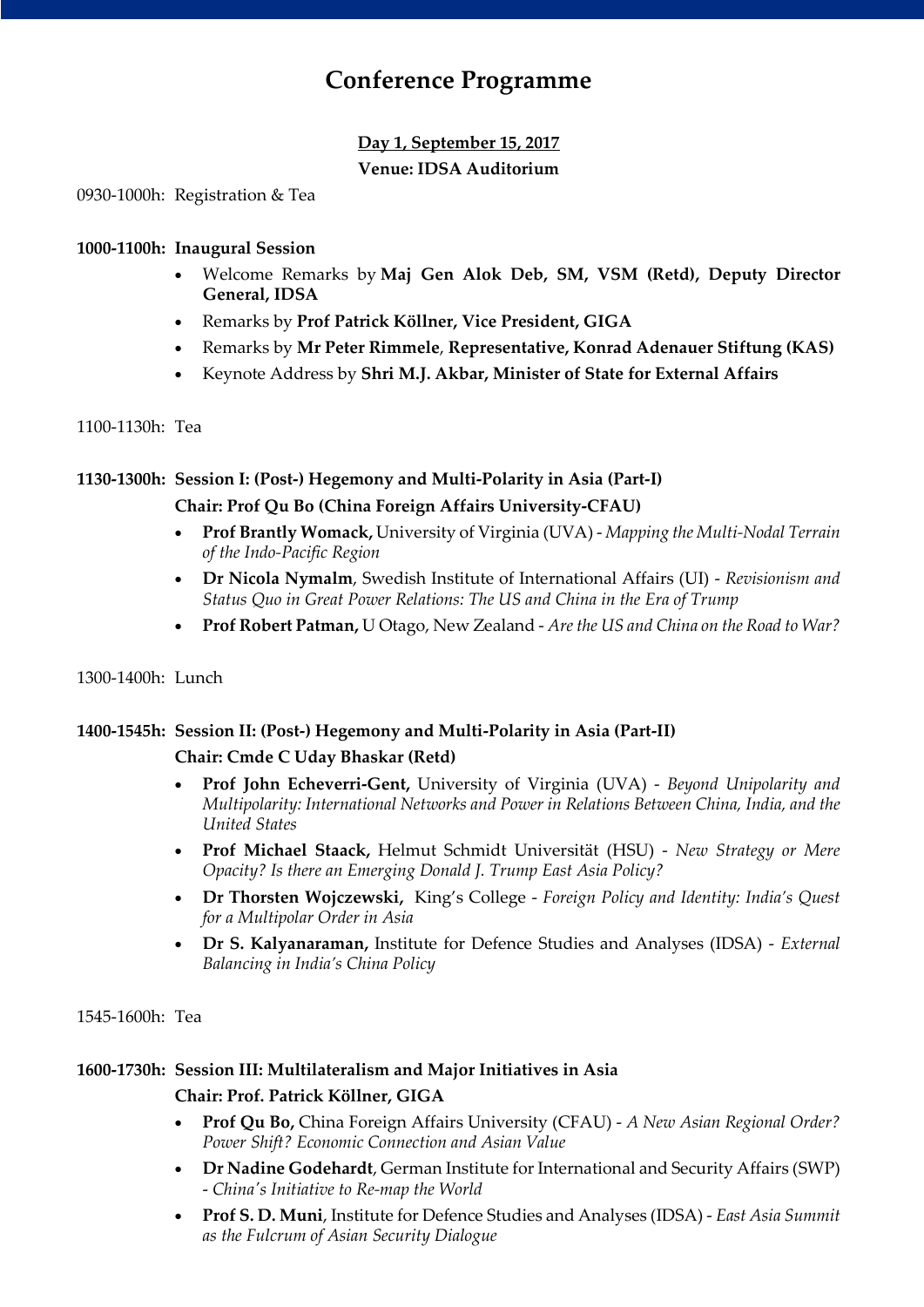# Conference Programme

**Day 1, September 15, 2017**

**Venue: IDSA Auditorium**

0930-1000h: Registration & Tea

**1000-1100h: Inaugural Session**

- Welcome Remarks by **Maj Gen Alok Deb, SM, VSM (Retd), Deputy Director General, IDSA**
- Remarks by **Prof Patrick Köllner, Vice President, GIGA**
- Remarks by **Mr Peter Rimmele**, **Representative, Konrad Adenauer Stiftung (KAS)**
- Keynote Address by **Shri M.J. Akbar, Minister of State for External Affairs**

1100-1130h: Tea

**1130-1300h: Session I: (Post-) Hegemony and Multi-Polarity in Asia (Part-I)**

**Chair: Prof Qu Bo (China Foreign Affairs University-CFAU)**

- **Prof Brantly Womack,** University of Virginia (UVA) - *Mapping the Multi-Nodal Terrain of the Indo-Pacific Region*
- **Dr Nicola Nymalm**, Swedish Institute of International Affairs (UI) - *Revisionism and Status Quo in Great Power Relations: The US and China in the Era of Trump*
- **Prof Robert Patman,** U Otago, New Zealand - *Are the US and China on the Road to War?*

1300-1400h: Lunch

**1400-1545h: Session II: (Post-) Hegemony and Multi-Polarity in Asia (Part-II)**

**Chair: Cmde C Uday Bhaskar (Retd)**

- **Prof John Echeverri-Gent,** University of Virginia (UVA) - *Beyond Unipolarity and Multipolarity: International Networks and Power in Relations Between China, India, and the United States*
- **Prof Michael Staack,** Helmut Schmidt Universität (HSU) - *New Strategy or Mere Opacity? Is there an Emerging Donald J. Trump East Asia Policy?*
- **Dr Thorsten Wojczewski,** King's College - *Foreign Policy and Identity: India's Quest for a Multipolar Order in Asia*
- **Dr S. Kalyanaraman,** Institute for Defence Studies and Analyses (IDSA) - *External Balancing in India's China Policy*

1545-1600h: Tea

**1600-1730h: Session III: Multilateralism and Major Initiatives in Asia**

**Chair: Prof. Patrick Köllner, GIGA**

- **Prof Qu Bo,** China Foreign Affairs University (CFAU) - *A New Asian Regional Order? Power Shift? Economic Connection and Asian Value*
- **Dr Nadine Godehardt**, German Institute for International and Security Affairs (SWP) - *China's Initiative to Re-map the World*
- **Prof S. D. Muni**, Institute for Defence Studies and Analyses (IDSA) - *East Asia Summit as the Fulcrum of Asian Security Dialogue*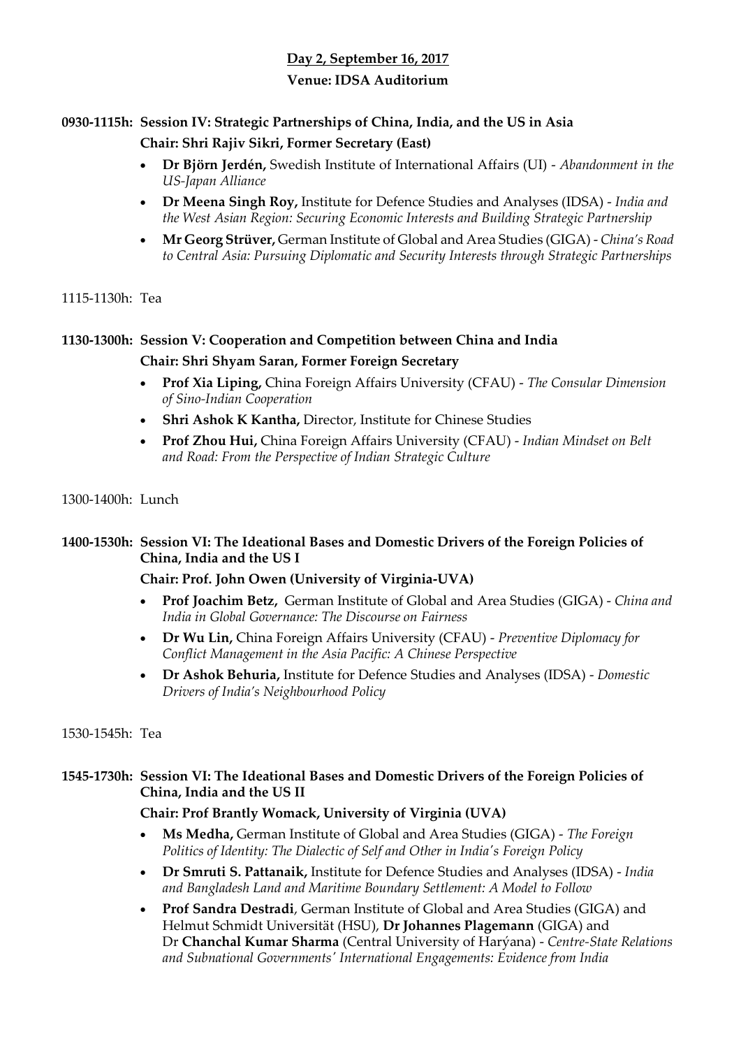## Day 2, September 16, 2017

**Venue: IDSA Auditorium**

**0930-1115h: Session IV: Strategic Partnerships of China, India, and the US in Asia**

**Chair: Shri Rajiv Sikri, Former Secretary (East)**

- **Dr Björn Jerdén,** Swedish Institute of International Affairs (UI) - *Abandonment in the US-Japan Alliance*
- **Dr Meena Singh Roy,** Institute for Defence Studies and Analyses (IDSA) - *India and the West Asian Region: Securing Economic Interests and Building Strategic Partnership*
- **Mr Georg Strüver,** German Institute of Global and Area Studies (GIGA) - *China's Road to Central Asia: Pursuing Diplomatic and Security Interests through Strategic Partnerships*

1115-1130h: Tea

**1130-1300h: Session V: Cooperation and Competition between China and India**

**Chair: Shri Shyam Saran, Former Foreign Secretary**

- **Prof Xia Liping,** China Foreign Affairs University (CFAU) - *The Consular Dimension of Sino-Indian Cooperation*
- **Shri Ashok K Kantha,** Director, Institute for Chinese Studies
- **Prof Zhou Hui,** China Foreign Affairs University (CFAU) - *Indian Mindset on Belt and Road: From the Perspective of Indian Strategic Culture*

1300-1400h: Lunch

**1400-1530h: Session VI: The Ideational Bases and Domestic Drivers of the Foreign Policies of China, India and the US I**

**Chair: Prof. John Owen (University of Virginia-UVA)**

- **Prof Joachim Betz,** German Institute of Global and Area Studies (GIGA) - *China and India in Global Governance: The Discourse on Fairness*
- **Dr Wu Lin,** China Foreign Affairs University (CFAU) - *Preventive Diplomacy for Conflict Management in the Asia Pacific: A Chinese Perspective*
- **Dr Ashok Behuria,** Institute for Defence Studies and Analyses (IDSA) - *Domestic Drivers of India's Neighbourhood Policy*

1530-1545h: Tea

**1545-1730h: Session VI: The Ideational Bases and Domestic Drivers of the Foreign Policies of China, India and the US II**

**Chair: Prof Brantly Womack, University of Virginia (UVA)**

- **Ms Medha,** German Institute of Global and Area Studies (GIGA) - *The Foreign Politics of Identity: The Dialectic of Self and Other in India's Foreign Policy*
- **Dr Smruti S. Pattanaik,** Institute for Defence Studies and Analyses (IDSA) - *India and Bangladesh Land and Maritime Boundary Settlement: A Model to Follow*
- **Prof Sandra Destradi**, German Institute of Global and Area Studies (GIGA) and Helmut Schmidt Universität (HSU), **Dr Johannes Plagemann** (GIGA) and Dr **Chanchal Kumar Sharma** (Central University of Harýana) - *Centre-State Relations and Subnational Governments' International Engagements: Evidence from India*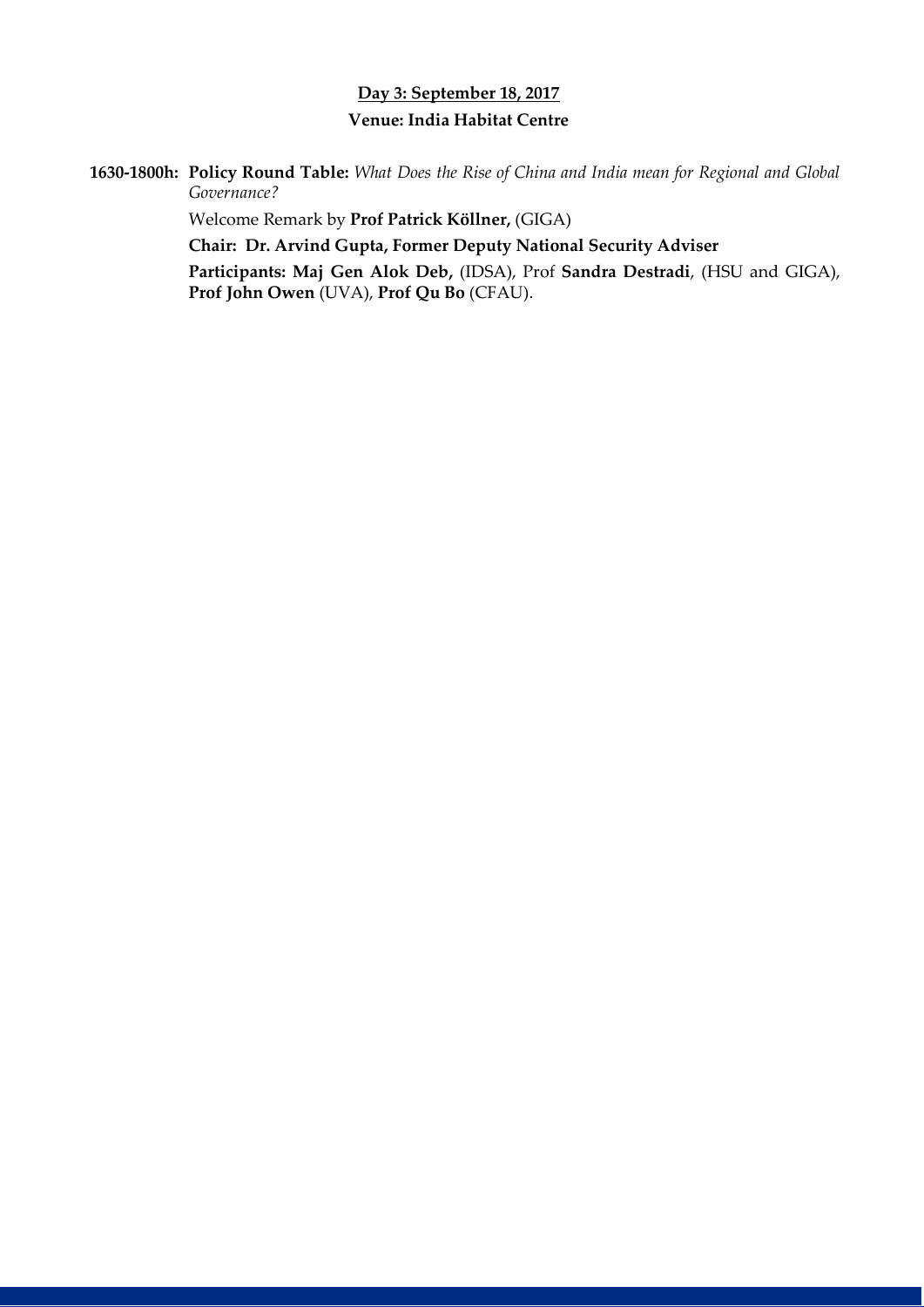**Day 3: September 18, 2017**

**Venue: India Habitat Centre**

**1630-1800h: Policy Round Table:** *What Does the Rise of China and India mean for Regional and Global Governance?*

Welcome Remark by **Prof Patrick Köllner,** (GIGA)

**Chair: Dr. Arvind Gupta, Former Deputy National Security Adviser**

**Participants: Maj Gen Alok Deb,** (IDSA), Prof **Sandra Destradi**, (HSU and GIGA), **Prof John Owen** (UVA), **Prof Qu Bo** (CFAU).